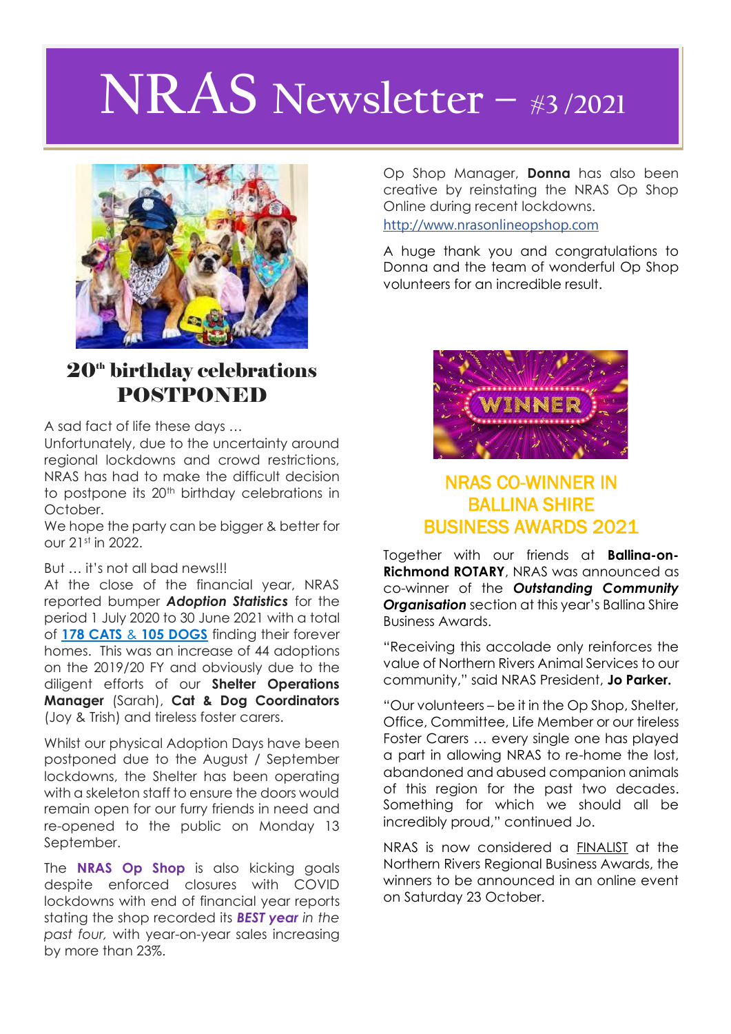# NRAS Newsletter – #3 /2021

## 20th birthday celebrations POSTPONED

A sad fact of life these days …
Unfortunately, due to the uncertainty around regional lockdowns and crowd restrictions, NRAS has had to make the difficult decision to postpone its 20th birthday celebrations in October.
We hope the party can be bigger & better for our 21st in 2022.

But … it's not all bad news!!!
At the close of the financial year, NRAS reported bumper ***Adoption Statistics*** for the period 1 July 2020 to 30 June 2021 with a total of **178 CATS** & **105 DOGS** finding their forever homes. This was an increase of 44 adoptions on the 2019/20 FY and obviously due to the diligent efforts of our **Shelter Operations Manager** (Sarah), **Cat & Dog Coordinators** (Joy & Trish) and tireless foster carers.

Whilst our physical Adoption Days have been postponed due to the August / September lockdowns, the Shelter has been operating with a skeleton staff to ensure the doors would remain open for our furry friends in need and re-opened to the public on Monday 13 September.

The **NRAS Op Shop** is also kicking goals despite enforced closures with COVID lockdowns with end of financial year reports stating the shop recorded its ***BEST year*** *in the past four,* with year-on-year sales increasing by more than 23%.

Op Shop Manager, **Donna** has also been creative by reinstating the NRAS Op Shop Online during recent lockdowns.
http://www.nrasonlineopshop.com

A huge thank you and congratulations to Donna and the team of wonderful Op Shop volunteers for an incredible result.

## NRAS CO-WINNER IN BALLINA SHIRE BUSINESS AWARDS 2021

Together with our friends at **Ballina-on-Richmond ROTARY**, NRAS was announced as co-winner of the ***Outstanding Community Organisation*** section at this year's Ballina Shire Business Awards.

"Receiving this accolade only reinforces the value of Northern Rivers Animal Services to our community," said NRAS President, **Jo Parker.**

"Our volunteers – be it in the Op Shop, Shelter, Office, Committee, Life Member or our tireless Foster Carers … every single one has played a part in allowing NRAS to re-home the lost, abandoned and abused companion animals of this region for the past two decades. Something for which we should all be incredibly proud," continued Jo.

NRAS is now considered a FINALIST at the Northern Rivers Regional Business Awards, the winners to be announced in an online event on Saturday 23 October.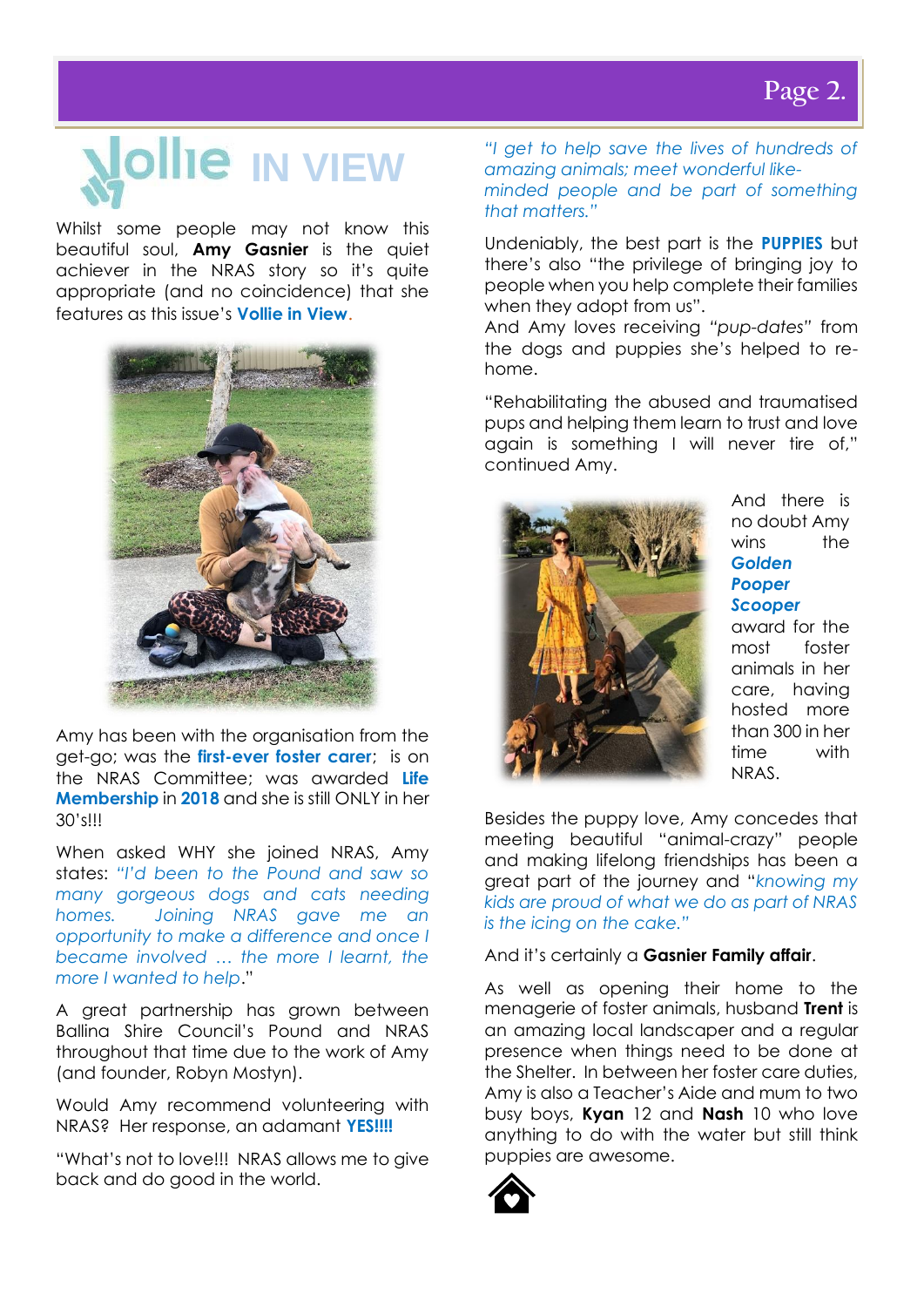# Vollie IN VIEW

Whilst some people may not know this beautiful soul, **Amy Gasnier** is the quiet achiever in the NRAS story so it's quite appropriate (and no coincidence) that she features as this issue's **Vollie in View**.

Amy has been with the organisation from the get-go; was the **first-ever foster carer**; is on the NRAS Committee; was awarded **Life Membership** in **2018** and she is still ONLY in her 30's!!!

When asked WHY she joined NRAS, Amy states: *"I'd been to the Pound and saw so many gorgeous dogs and cats needing homes. Joining NRAS gave me an opportunity to make a difference and once I became involved … the more I learnt, the more I wanted to help*."

A great partnership has grown between Ballina Shire Council's Pound and NRAS throughout that time due to the work of Amy (and founder, Robyn Mostyn).

Would Amy recommend volunteering with NRAS? Her response, an adamant **YES!!!!**

"What's not to love!!! NRAS allows me to give back and do good in the world.

*"I get to help save the lives of hundreds of amazing animals; meet wonderful like-minded people and be part of something that matters."*

Undeniably, the best part is the **PUPPIES** but there's also "the privilege of bringing joy to people when you help complete their families when they adopt from us".
And Amy loves receiving *"pup-dates"* from the dogs and puppies she's helped to re-home.

"Rehabilitating the abused and traumatised pups and helping them learn to trust and love again is something I will never tire of," continued Amy.

And there is no doubt Amy wins the ***Golden Pooper Scooper*** award for the most foster animals in her care, having hosted more than 300 in her time with NRAS.

Besides the puppy love, Amy concedes that meeting beautiful "animal-crazy" people and making lifelong friendships has been a great part of the journey and "*knowing my kids are proud of what we do as part of NRAS is the icing on the cake."*

And it's certainly a **Gasnier Family affair**.

As well as opening their home to the menagerie of foster animals, husband **Trent** is an amazing local landscaper and a regular presence when things need to be done at the Shelter. In between her foster care duties, Amy is also a Teacher's Aide and mum to two busy boys, **Kyan** 12 and **Nash** 10 who love anything to do with the water but still think puppies are awesome.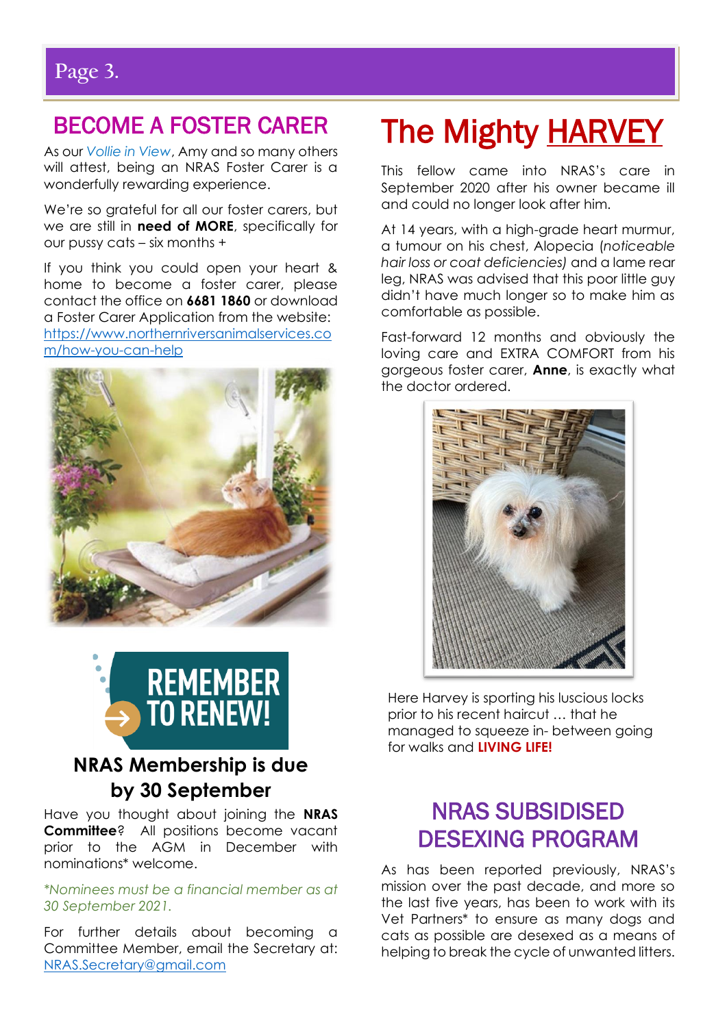## BECOME A FOSTER CARER

As our *Vollie in View*, Amy and so many others will attest, being an NRAS Foster Carer is a wonderfully rewarding experience.

We're so grateful for all our foster carers, but we are still in **need of MORE**, specifically for our pussy cats – six months +

If you think you could open your heart & home to become a foster carer, please contact the office on **6681 1860** or download a Foster Carer Application from the website: https://www.northernriversanimalservices.com/how-you-can-help

REMEMBER TO RENEW!

### NRAS Membership is due by 30 September

Have you thought about joining the **NRAS Committee**? All positions become vacant prior to the AGM in December with nominations* welcome.

**Nominees must be a financial member as at 30 September 2021.*

For further details about becoming a Committee Member, email the Secretary at: NRAS.Secretary@gmail.com

# The Mighty HARVEY

This fellow came into NRAS's care in September 2020 after his owner became ill and could no longer look after him.

At 14 years, with a high-grade heart murmur, a tumour on his chest, Alopecia (*noticeable hair loss or coat deficiencies)* and a lame rear leg, NRAS was advised that this poor little guy didn't have much longer so to make him as comfortable as possible.

Fast-forward 12 months and obviously the loving care and EXTRA COMFORT from his gorgeous foster carer, **Anne**, is exactly what the doctor ordered.

Here Harvey is sporting his luscious locks prior to his recent haircut … that he managed to squeeze in- between going for walks and **LIVING LIFE!**

## NRAS SUBSIDISED DESEXING PROGRAM

As has been reported previously, NRAS's mission over the past decade, and more so the last five years, has been to work with its Vet Partners* to ensure as many dogs and cats as possible are desexed as a means of helping to break the cycle of unwanted litters.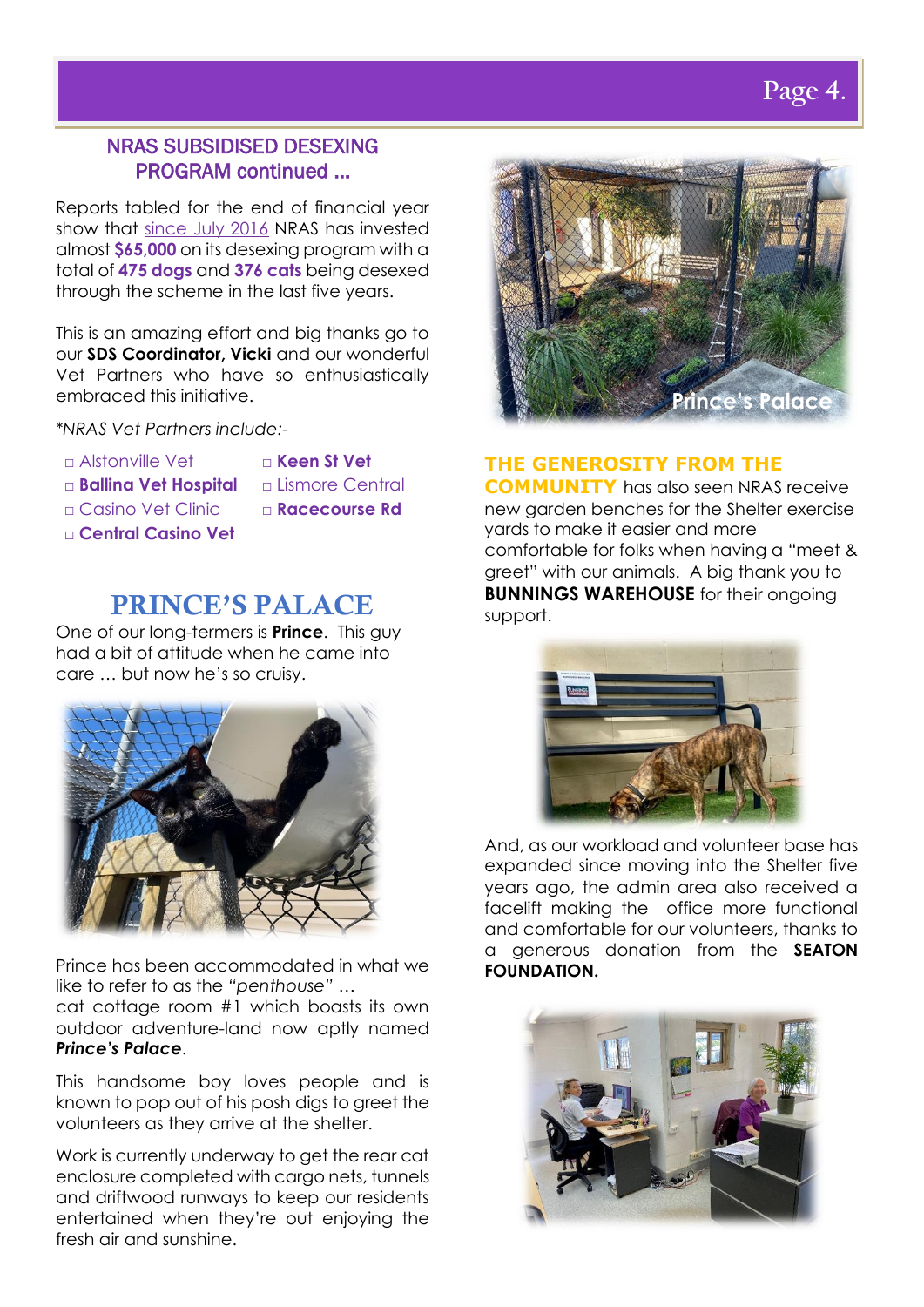## NRAS SUBSIDISED DESEXING PROGRAM continued ...

Reports tabled for the end of financial year show that since July 2016 NRAS has invested almost **$65,000** on its desexing program with a total of **475 dogs** and **376 cats** being desexed through the scheme in the last five years.

This is an amazing effort and big thanks go to our **SDS Coordinator, Vicki** and our wonderful Vet Partners who have so enthusiastically embraced this initiative.

*\*NRAS Vet Partners include:-*

- Alstonville Vet
- **Ballina Vet Hospital**
- Casino Vet Clinic
- **Central Casino Vet**
- **Keen St Vet**
- Lismore Central
- **Racecourse Rd**

## PRINCE'S PALACE

One of our long-termers is **Prince**. This guy had a bit of attitude when he came into care … but now he's so cruisy.

Prince has been accommodated in what we like to refer to as the *"penthouse"* …
cat cottage room #1 which boasts its own outdoor adventure-land now aptly named ***Prince's Palace***.

This handsome boy loves people and is known to pop out of his posh digs to greet the volunteers as they arrive at the shelter.

Work is currently underway to get the rear cat enclosure completed with cargo nets, tunnels and driftwood runways to keep our residents entertained when they're out enjoying the fresh air and sunshine.

Prince's Palace

**THE GENEROSITY FROM THE COMMUNITY** has also seen NRAS receive new garden benches for the Shelter exercise yards to make it easier and more comfortable for folks when having a "meet & greet" with our animals. A big thank you to **BUNNINGS WAREHOUSE** for their ongoing support.

And, as our workload and volunteer base has expanded since moving into the Shelter five years ago, the admin area also received a facelift making the office more functional and comfortable for our volunteers, thanks to a generous donation from the **SEATON FOUNDATION.**